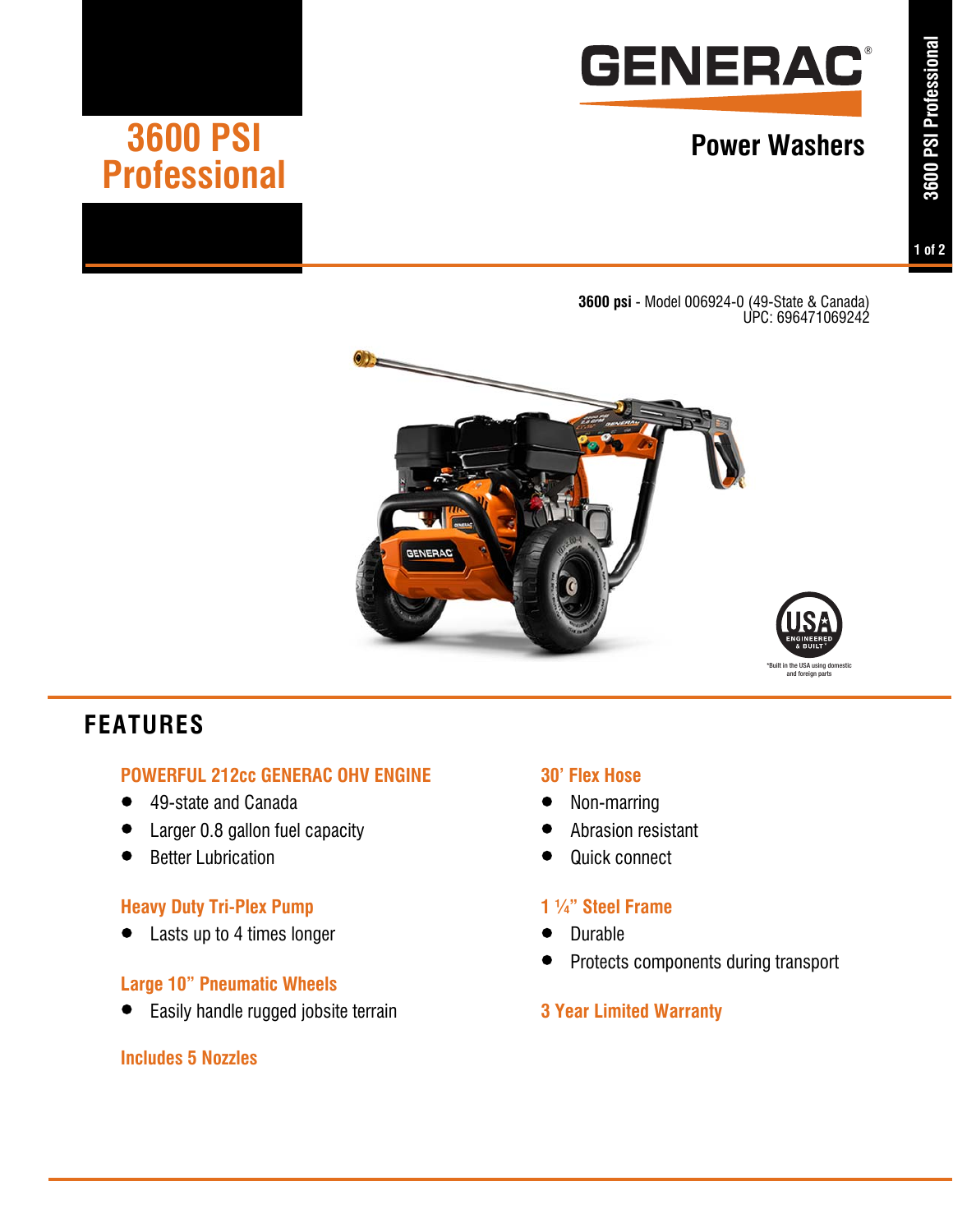# 3600 PSI Professional

# GENERAC

## Power Washers

**3600 psi** - Model 006924-0 (49-State & Canada)
UPC: 696471069242

*Built in the USA using domestic and foreign parts

## FEATURES

### POWERFUL 212cc GENERAC OHV ENGINE

- 49-state and Canada
- Larger 0.8 gallon fuel capacity
- Better Lubrication

### Heavy Duty Tri-Plex Pump

- Lasts up to 4 times longer

### Large 10" Pneumatic Wheels

- Easily handle rugged jobsite terrain

### Includes 5 Nozzles

### 30' Flex Hose

- Non-marring
- Abrasion resistant
- Quick connect

### 1 ¼" Steel Frame

- Durable
- Protects components during transport

### 3 Year Limited Warranty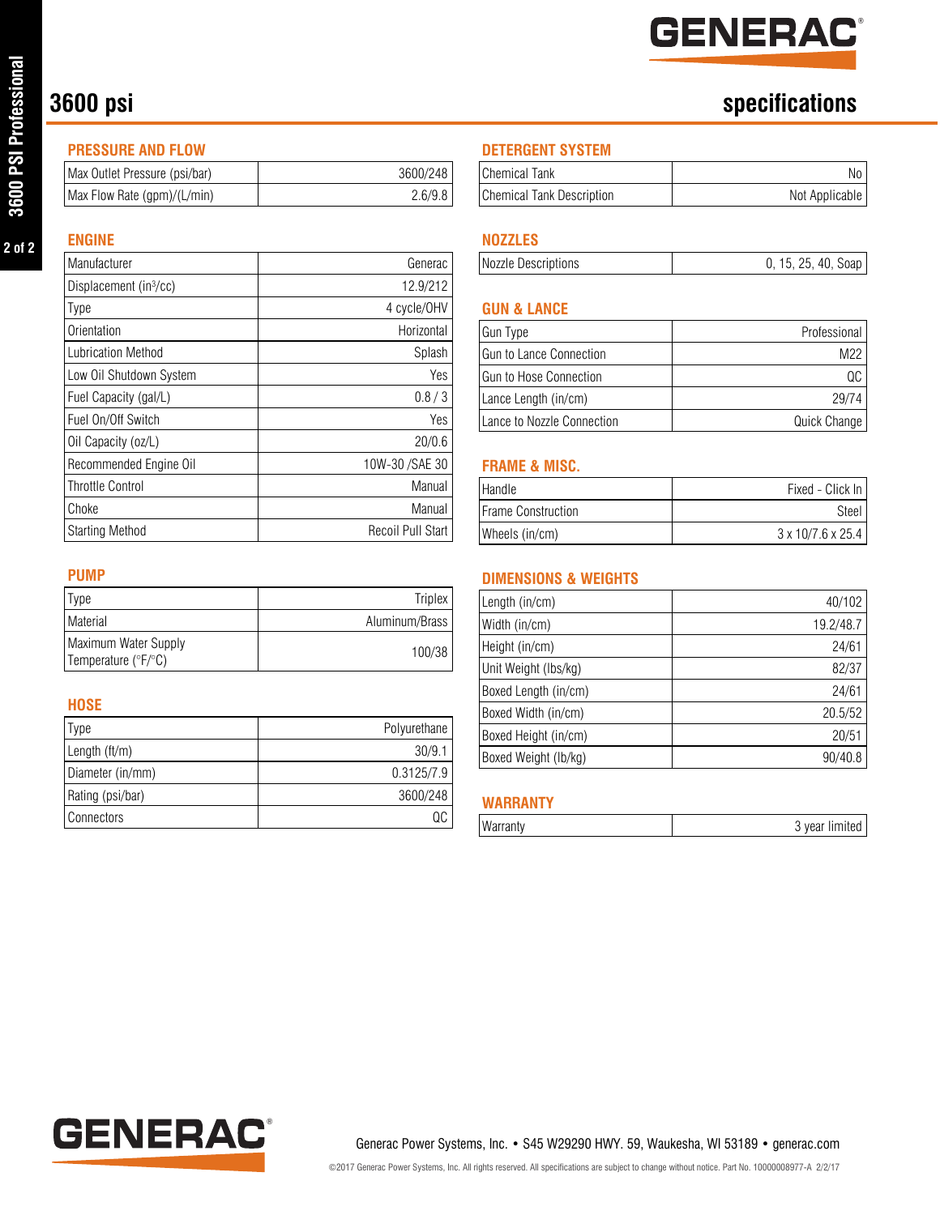# 3600 psi

## specifications

### PRESSURE AND FLOW

| | |
|---|---|
| Max Outlet Pressure (psi/bar) | 3600/248 |
| Max Flow Rate (gpm)/(L/min) | 2.6/9.8 |

### ENGINE

| | |
|---|---|
| Manufacturer | Generac |
| Displacement (in³/cc) | 12.9/212 |
| Type | 4 cycle/OHV |
| Orientation | Horizontal |
| Lubrication Method | Splash |
| Low Oil Shutdown System | Yes |
| Fuel Capacity (gal/L) | 0.8 / 3 |
| Fuel On/Off Switch | Yes |
| Oil Capacity (oz/L) | 20/0.6 |
| Recommended Engine Oil | 10W-30 /SAE 30 |
| Throttle Control | Manual |
| Choke | Manual |
| Starting Method | Recoil Pull Start |

### PUMP

| | |
|---|---|
| Type | Triplex |
| Material | Aluminum/Brass |
| Maximum Water Supply Temperature (°F/°C) | 100/38 |

### HOSE

| | |
|---|---|
| Type | Polyurethane |
| Length (ft/m) | 30/9.1 |
| Diameter (in/mm) | 0.3125/7.9 |
| Rating (psi/bar) | 3600/248 |
| Connectors | QC |

### DETERGENT SYSTEM

| | |
|---|---|
| Chemical Tank | No |
| Chemical Tank Description | Not Applicable |

### NOZZLES

| | |
|---|---|
| Nozzle Descriptions | 0, 15, 25, 40, Soap |

### GUN & LANCE

| | |
|---|---|
| Gun Type | Professional |
| Gun to Lance Connection | M22 |
| Gun to Hose Connection | QC |
| Lance Length (in/cm) | 29/74 |
| Lance to Nozzle Connection | Quick Change |

### FRAME & MISC.

| | |
|---|---|
| Handle | Fixed - Click In |
| Frame Construction | Steel |
| Wheels (in/cm) | 3 x 10/7.6 x 25.4 |

### DIMENSIONS & WEIGHTS

| | |
|---|---|
| Length (in/cm) | 40/102 |
| Width (in/cm) | 19.2/48.7 |
| Height (in/cm) | 24/61 |
| Unit Weight (lbs/kg) | 82/37 |
| Boxed Length (in/cm) | 24/61 |
| Boxed Width (in/cm) | 20.5/52 |
| Boxed Height (in/cm) | 20/51 |
| Boxed Weight (lb/kg) | 90/40.8 |

### WARRANTY

| | |
|---|---|
| Warranty | 3 year limited |

Generac Power Systems, Inc. • S45 W29290 HWY. 59, Waukesha, WI 53189 • generac.com

©2017 Generac Power Systems, Inc. All rights reserved. All specifications are subject to change without notice. Part No. 10000008977-A 2/2/17